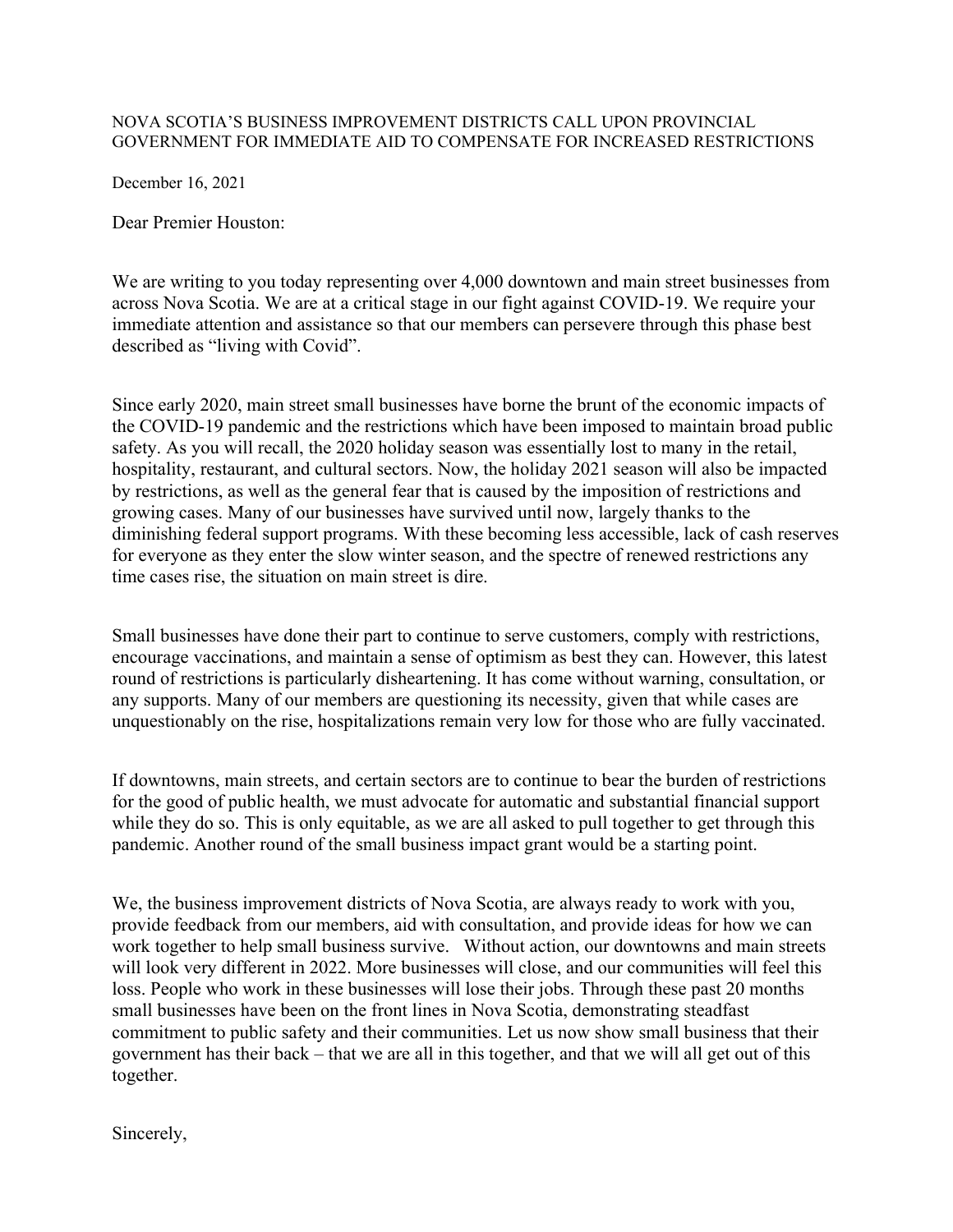# NOVA SCOTIA'S BUSINESS IMPROVEMENT DISTRICTS CALL UPON PROVINCIAL GOVERNMENT FOR IMMEDIATE AID TO COMPENSATE FOR INCREASED RESTRICTIONS

December 16, 2021

Dear Premier Houston:

We are writing to you today representing over 4,000 downtown and main street businesses from across Nova Scotia. We are at a critical stage in our fight against COVID-19. We require your immediate attention and assistance so that our members can persevere through this phase best described as "living with Covid".

Since early 2020, main street small businesses have borne the brunt of the economic impacts of the COVID-19 pandemic and the restrictions which have been imposed to maintain broad public safety. As you will recall, the 2020 holiday season was essentially lost to many in the retail, hospitality, restaurant, and cultural sectors. Now, the holiday 2021 season will also be impacted by restrictions, as well as the general fear that is caused by the imposition of restrictions and growing cases. Many of our businesses have survived until now, largely thanks to the diminishing federal support programs. With these becoming less accessible, lack of cash reserves for everyone as they enter the slow winter season, and the spectre of renewed restrictions any time cases rise, the situation on main street is dire.

Small businesses have done their part to continue to serve customers, comply with restrictions, encourage vaccinations, and maintain a sense of optimism as best they can. However, this latest round of restrictions is particularly disheartening. It has come without warning, consultation, or any supports. Many of our members are questioning its necessity, given that while cases are unquestionably on the rise, hospitalizations remain very low for those who are fully vaccinated.

If downtowns, main streets, and certain sectors are to continue to bear the burden of restrictions for the good of public health, we must advocate for automatic and substantial financial support while they do so. This is only equitable, as we are all asked to pull together to get through this pandemic. Another round of the small business impact grant would be a starting point.

We, the business improvement districts of Nova Scotia, are always ready to work with you, provide feedback from our members, aid with consultation, and provide ideas for how we can work together to help small business survive. Without action, our downtowns and main streets will look very different in 2022. More businesses will close, and our communities will feel this loss. People who work in these businesses will lose their jobs. Through these past 20 months small businesses have been on the front lines in Nova Scotia, demonstrating steadfast commitment to public safety and their communities. Let us now show small business that their government has their back – that we are all in this together, and that we will all get out of this together.

Sincerely,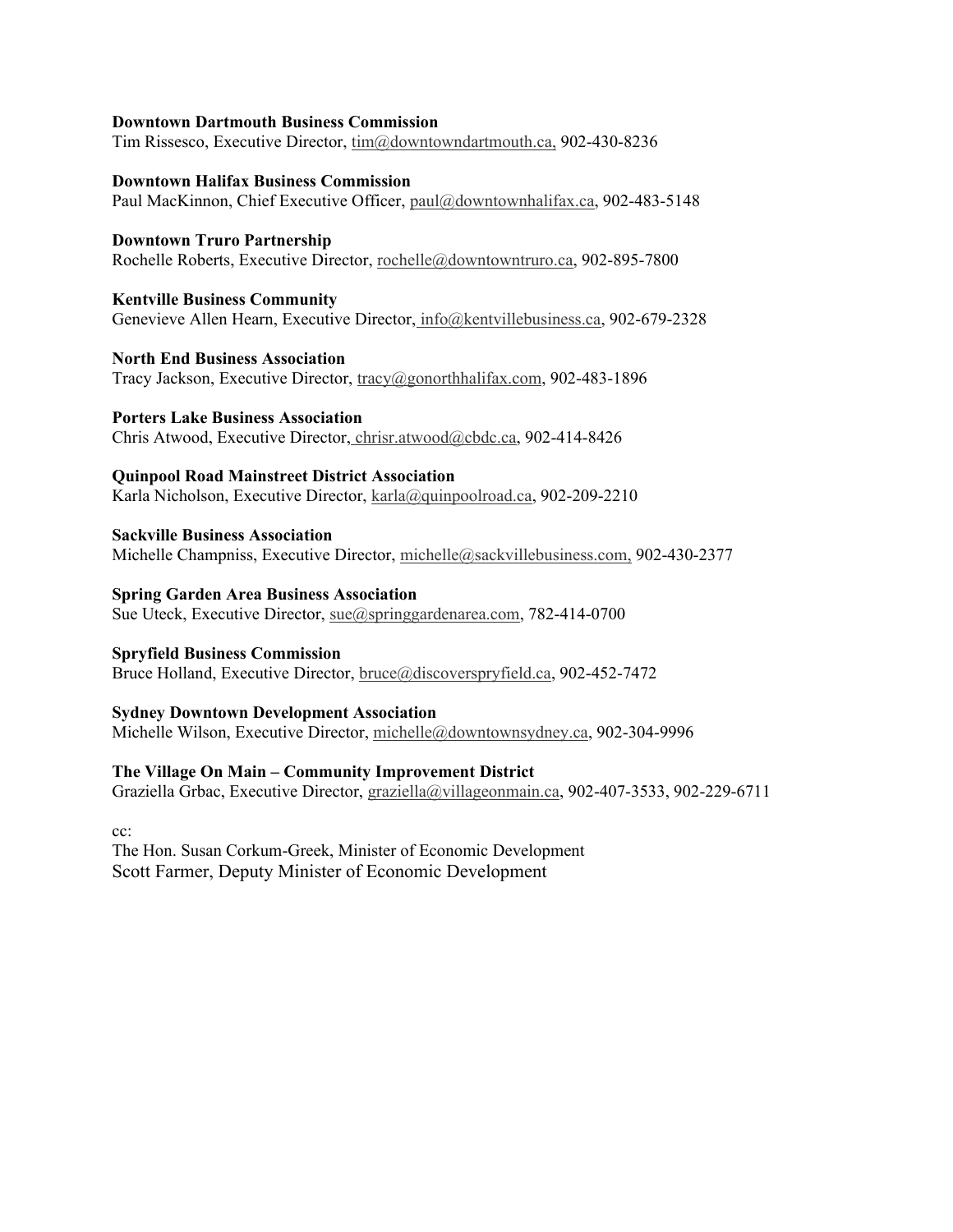**Downtown Dartmouth Business Commission**
Tim Rissesco, Executive Director, tim@downtowndartmouth.ca, 902-430-8236

**Downtown Halifax Business Commission**
Paul MacKinnon, Chief Executive Officer, paul@downtownhalifax.ca, 902-483-5148

**Downtown Truro Partnership**
Rochelle Roberts, Executive Director, rochelle@downtowntruro.ca, 902-895-7800

**Kentville Business Community**
Genevieve Allen Hearn, Executive Director, info@kentvillebusiness.ca, 902-679-2328

**North End Business Association**
Tracy Jackson, Executive Director, tracy@gonorthhalifax.com, 902-483-1896

**Porters Lake Business Association**
Chris Atwood, Executive Director, chrisr.atwood@cbdc.ca, 902-414-8426

**Quinpool Road Mainstreet District Association**
Karla Nicholson, Executive Director, karla@quinpoolroad.ca, 902-209-2210

**Sackville Business Association**
Michelle Champniss, Executive Director, michelle@sackvillebusiness.com, 902-430-2377

**Spring Garden Area Business Association**
Sue Uteck, Executive Director, sue@springgardenarea.com, 782-414-0700

**Spryfield Business Commission**
Bruce Holland, Executive Director, bruce@discoverspryfield.ca, 902-452-7472

**Sydney Downtown Development Association**
Michelle Wilson, Executive Director, michelle@downtownsydney.ca, 902-304-9996

**The Village On Main – Community Improvement District**
Graziella Grbac, Executive Director, graziella@villageonmain.ca, 902-407-3533, 902-229-6711

cc:
The Hon. Susan Corkum-Greek, Minister of Economic Development
Scott Farmer, Deputy Minister of Economic Development